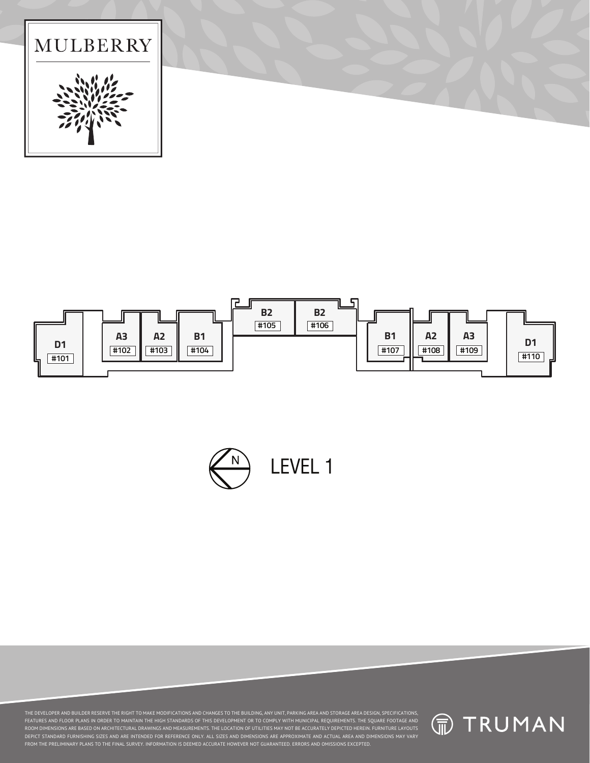# MULBERRY

| Unit Type | Unit # |
|---|---|
| D1 | #101 |
| A3 | #102 |
| A2 | #103 |
| B1 | #104 |
| B2 | #105 |
| B2 | #106 |
| B1 | #107 |
| A2 | #108 |
| A3 | #109 |
| D1 | #110 |

N

LEVEL 1

THE DEVELOPER AND BUILDER RESERVE THE RIGHT TO MAKE MODIFICATIONS AND CHANGES TO THE BUILDING, ANY UNIT, PARKING AREA AND STORAGE AREA DESIGN, SPECIFICATIONS, FEATURES AND FLOOR PLANS IN ORDER TO MAINTAIN THE HIGH STANDARDS OF THIS DEVELOPMENT OR TO COMPLY WITH MUNICIPAL REQUIREMENTS. THE SQUARE FOOTAGE AND ROOM DIMENSIONS ARE BASED ON ARCHITECTURAL DRAWINGS AND MEASUREMENTS. THE LOCATION OF UTILITIES MAY NOT BE ACCURATELY DEPICTED HEREIN. FURNITURE LAYOUTS DEPICT STANDARD FURNISHING SIZES AND ARE INTENDED FOR REFERENCE ONLY. ALL SIZES AND DIMENSIONS ARE APPROXIMATE AND ACTUAL AREA AND DIMENSIONS MAY VARY FROM THE PRELIMINARY PLANS TO THE FINAL SURVEY. INFORMATION IS DEEMED ACCURATE HOWEVER NOT GUARANTEED. ERRORS AND OMISSIONS EXCEPTED.

TRUMAN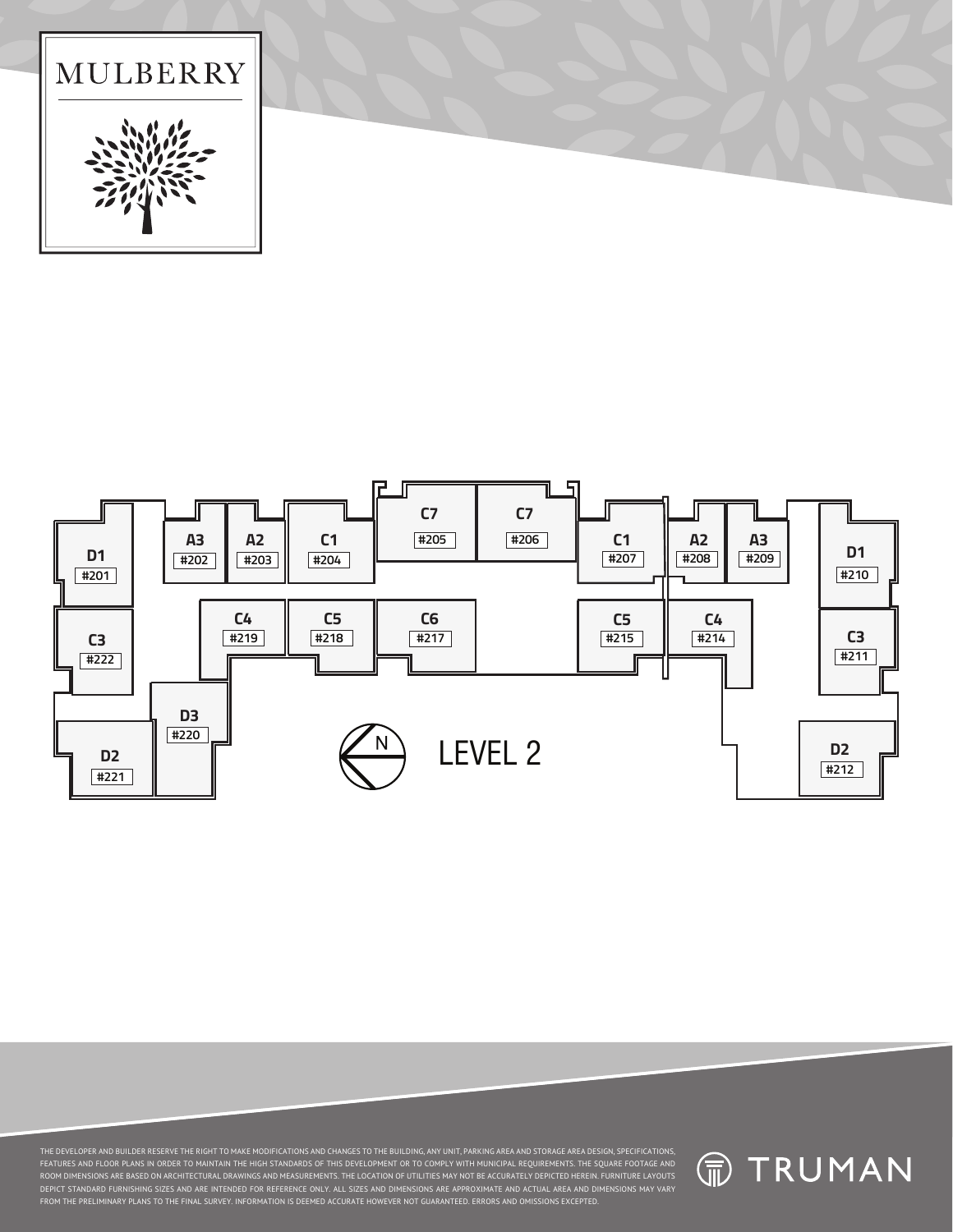MULBERRY

| Unit | Type |
| --- | --- |
| #201 | D1 |
| #202 | A3 |
| #203 | A2 |
| #204 | C1 |
| #205 | C7 |
| #206 | C7 |
| #207 | C1 |
| #208 | A2 |
| #209 | A3 |
| #210 | D1 |
| #211 | C3 |
| #212 | D2 |
| #214 | C4 |
| #215 | C5 |
| #217 | C6 |
| #218 | C5 |
| #219 | C4 |
| #220 | D3 |
| #221 | D2 |
| #222 | C3 |

N

LEVEL 2

THE DEVELOPER AND BUILDER RESERVE THE RIGHT TO MAKE MODIFICATIONS AND CHANGES TO THE BUILDING, ANY UNIT, PARKING AREA AND STORAGE AREA DESIGN, SPECIFICATIONS, FEATURES AND FLOOR PLANS IN ORDER TO MAINTAIN THE HIGH STANDARDS OF THIS DEVELOPMENT OR TO COMPLY WITH MUNICIPAL REQUIREMENTS. THE SQUARE FOOTAGE AND ROOM DIMENSIONS ARE BASED ON ARCHITECTURAL DRAWINGS AND MEASUREMENTS. THE LOCATION OF UTILITIES MAY NOT BE ACCURATELY DEPICTED HEREIN. FURNITURE LAYOUTS DEPICT STANDARD FURNISHING SIZES AND ARE INTENDED FOR REFERENCE ONLY. ALL SIZES AND DIMENSIONS ARE APPROXIMATE AND ACTUAL AREA AND DIMENSIONS MAY VARY FROM THE PRELIMINARY PLANS TO THE FINAL SURVEY. INFORMATION IS DEEMED ACCURATE HOWEVER NOT GUARANTEED. ERRORS AND OMISSIONS EXCEPTED.

TRUMAN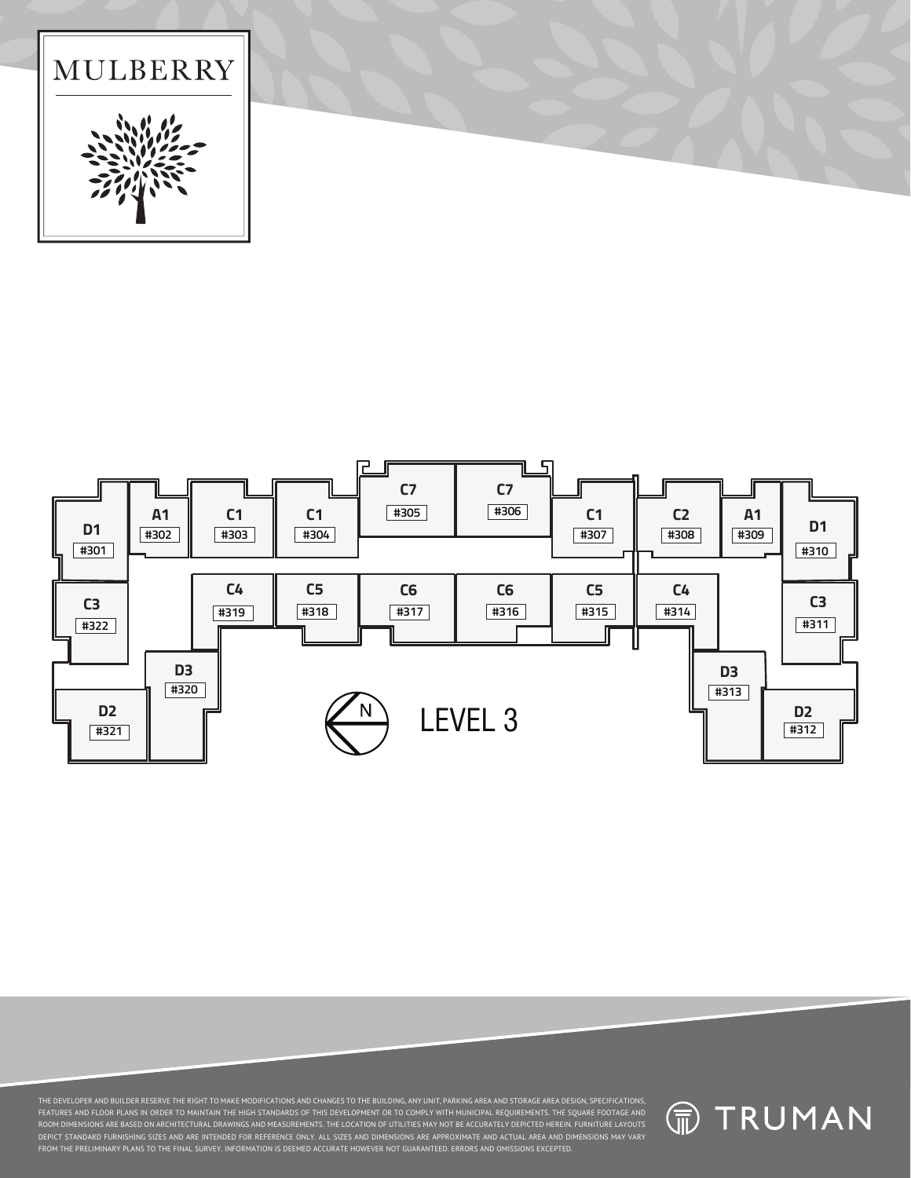MULBERRY

# LEVEL 3

N

| Unit Type | Unit # |
|---|---|
| D1 | #301 |
| A1 | #302 |
| C1 | #303 |
| C1 | #304 |
| C7 | #305 |
| C7 | #306 |
| C1 | #307 |
| C2 | #308 |
| A1 | #309 |
| D1 | #310 |
| C3 | #311 |
| D2 | #312 |
| D3 | #313 |
| C4 | #314 |
| C5 | #315 |
| C6 | #316 |
| C6 | #317 |
| C5 | #318 |
| C4 | #319 |
| D3 | #320 |
| D2 | #321 |
| C3 | #322 |

THE DEVELOPER AND BUILDER RESERVE THE RIGHT TO MAKE MODIFICATIONS AND CHANGES TO THE BUILDING, ANY UNIT, PARKING AREA AND STORAGE AREA DESIGN, SPECIFICATIONS, FEATURES AND FLOOR PLANS IN ORDER TO MAINTAIN THE HIGH STANDARDS OF THIS DEVELOPMENT OR TO COMPLY WITH MUNICIPAL REQUIREMENTS. THE SQUARE FOOTAGE AND ROOM DIMENSIONS ARE BASED ON ARCHITECTURAL DRAWINGS AND MEASUREMENTS. THE LOCATION OF UTILITIES MAY NOT BE ACCURATELY DEPICTED HEREIN. FURNITURE LAYOUTS DEPICT STANDARD FURNISHING SIZES AND ARE INTENDED FOR REFERENCE ONLY. ALL SIZES AND DIMENSIONS ARE APPROXIMATE AND ACTUAL AREA AND DIMENSIONS MAY VARY FROM THE PRELIMINARY PLANS TO THE FINAL SURVEY. INFORMATION IS DEEMED ACCURATE HOWEVER NOT GUARANTEED. ERRORS AND OMISSIONS EXCEPTED.

TRUMAN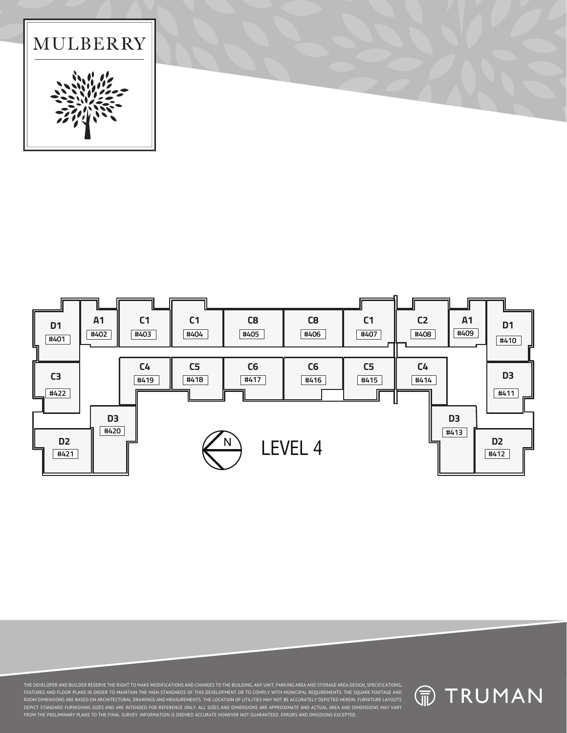# MULBERRY

## LEVEL 4

| Unit Type | Unit # |
|---|---|
| D1 | #401 |
| A1 | #402 |
| C1 | #403 |
| C1 | #404 |
| C8 | #405 |
| C8 | #406 |
| C1 | #407 |
| C2 | #408 |
| A1 | #409 |
| D1 | #410 |
| D3 | #411 |
| D2 | #412 |
| D3 | #413 |
| C4 | #414 |
| C5 | #415 |
| C6 | #416 |
| C6 | #417 |
| C5 | #418 |
| C4 | #419 |
| D3 | #420 |
| D2 | #421 |
| C3 | #422 |

N

THE DEVELOPER AND BUILDER RESERVE THE RIGHT TO MAKE MODIFICATIONS AND CHANGES TO THE BUILDING, ANY UNIT, PARKING AREA AND STORAGE AREA DESIGN, SPECIFICATIONS, FEATURES AND FLOOR PLANS IN ORDER TO MAINTAIN THE HIGH STANDARDS OF THIS DEVELOPMENT OR TO COMPLY WITH MUNICIPAL REQUIREMENTS. THE SQUARE FOOTAGE AND ROOM DIMENSIONS ARE BASED ON ARCHITECTURAL DRAWINGS AND MEASUREMENTS. THE LOCATION OF UTILITIES MAY NOT BE ACCURATELY DEPICTED HEREIN. FURNITURE LAYOUTS DEPICT STANDARD FURNISHING SIZES AND ARE INTENDED FOR REFERENCE ONLY. ALL SIZES AND DIMENSIONS ARE APPROXIMATE AND ACTUAL AREA AND DIMENSIONS MAY VARY FROM THE PRELIMINARY PLANS TO THE FINAL SURVEY. INFORMATION IS DEEMED ACCURATE HOWEVER NOT GUARANTEED. ERRORS AND OMISSIONS EXCEPTED.

TRUMAN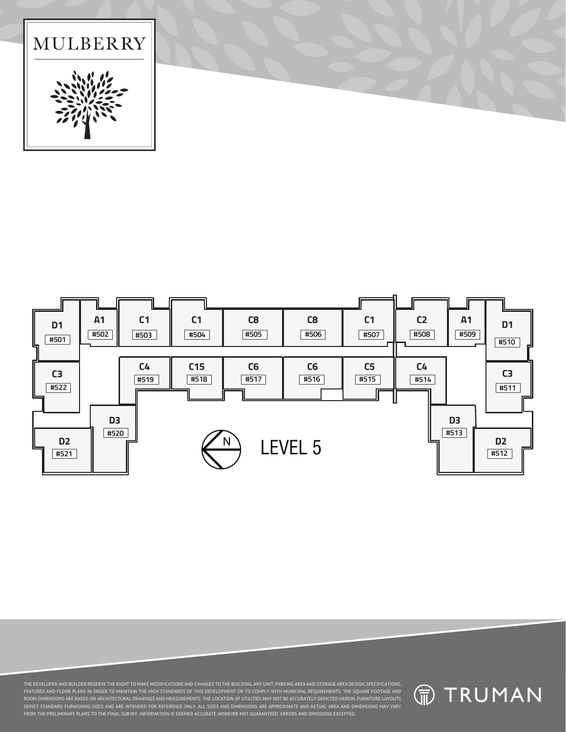MULBERRY

D1
#501

A1
#502

C1
#503

C1
#504

C8
#505

C8
#506

C1
#507

C2
#508

A1
#509

D1
#510

C3
#522

C4
#519

C15
#518

C6
#517

C6
#516

C5
#515

C4
#514

C3
#511

D3
#520

D3
#513

D2
#521

D2
#512

N

LEVEL 5

THE DEVELOPER AND BUILDER RESERVE THE RIGHT TO MAKE MODIFICATIONS AND CHANGES TO THE BUILDING, ANY UNIT, PARKING AREA AND STORAGE AREA DESIGN, SPECIFICATIONS, FEATURES AND FLOOR PLANS IN ORDER TO MAINTAIN THE HIGH STANDARDS OF THIS DEVELOPMENT OR TO COMPLY WITH MUNICIPAL REQUIREMENTS. THE SQUARE FOOTAGE AND ROOM DIMENSIONS ARE BASED ON ARCHITECTURAL DRAWINGS AND MEASUREMENTS. THE LOCATION OF UTILITIES MAY NOT BE ACCURATELY DEPICTED HEREIN. FURNITURE LAYOUTS DEPICT STANDARD FURNISHING SIZES AND ARE INTENDED FOR REFERENCE ONLY. ALL SIZES AND DIMENSIONS ARE APPROXIMATE AND ACTUAL AREA AND DIMENSIONS MAY VARY FROM THE PRELIMINARY PLANS TO THE FINAL SURVEY. INFORMATION IS DEEMED ACCURATE HOWEVER NOT GUARANTEED. ERRORS AND OMISSIONS EXCEPTED.

TRUMAN